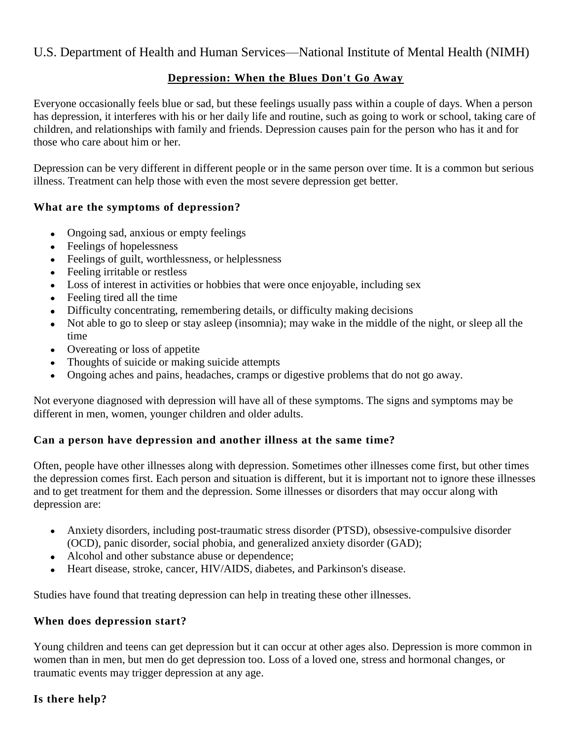U.S. Department of Health and Human Services—National Institute of Mental Health (NIMH)

# Depression: When the Blues Don't Go Away

Everyone occasionally feels blue or sad, but these feelings usually pass within a couple of days. When a person has depression, it interferes with his or her daily life and routine, such as going to work or school, taking care of children, and relationships with family and friends. Depression causes pain for the person who has it and for those who care about him or her.

Depression can be very different in different people or in the same person over time. It is a common but serious illness. Treatment can help those with even the most severe depression get better.

## What are the symptoms of depression?

- Ongoing sad, anxious or empty feelings
- Feelings of hopelessness
- Feelings of guilt, worthlessness, or helplessness
- Feeling irritable or restless
- Loss of interest in activities or hobbies that were once enjoyable, including sex
- Feeling tired all the time
- Difficulty concentrating, remembering details, or difficulty making decisions
- Not able to go to sleep or stay asleep (insomnia); may wake in the middle of the night, or sleep all the time
- Overeating or loss of appetite
- Thoughts of suicide or making suicide attempts
- Ongoing aches and pains, headaches, cramps or digestive problems that do not go away.

Not everyone diagnosed with depression will have all of these symptoms. The signs and symptoms may be different in men, women, younger children and older adults.

## Can a person have depression and another illness at the same time?

Often, people have other illnesses along with depression. Sometimes other illnesses come first, but other times the depression comes first. Each person and situation is different, but it is important not to ignore these illnesses and to get treatment for them and the depression. Some illnesses or disorders that may occur along with depression are:

- Anxiety disorders, including post-traumatic stress disorder (PTSD), obsessive-compulsive disorder (OCD), panic disorder, social phobia, and generalized anxiety disorder (GAD);
- Alcohol and other substance abuse or dependence;
- Heart disease, stroke, cancer, HIV/AIDS, diabetes, and Parkinson's disease.

Studies have found that treating depression can help in treating these other illnesses.

## When does depression start?

Young children and teens can get depression but it can occur at other ages also. Depression is more common in women than in men, but men do get depression too. Loss of a loved one, stress and hormonal changes, or traumatic events may trigger depression at any age.

## Is there help?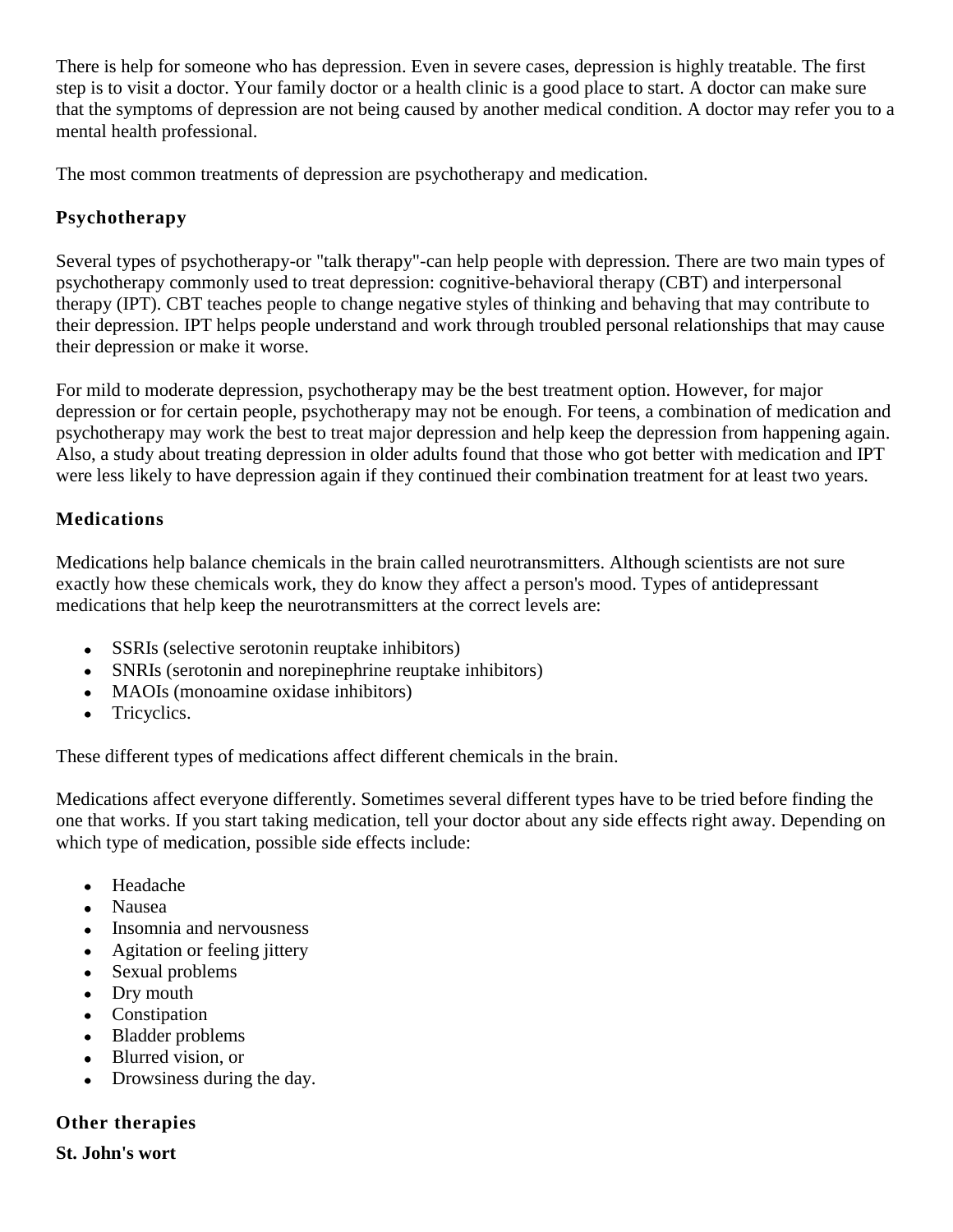There is help for someone who has depression. Even in severe cases, depression is highly treatable. The first step is to visit a doctor. Your family doctor or a health clinic is a good place to start. A doctor can make sure that the symptoms of depression are not being caused by another medical condition. A doctor may refer you to a mental health professional.

The most common treatments of depression are psychotherapy and medication.

### Psychotherapy

Several types of psychotherapy-or "talk therapy"-can help people with depression. There are two main types of psychotherapy commonly used to treat depression: cognitive-behavioral therapy (CBT) and interpersonal therapy (IPT). CBT teaches people to change negative styles of thinking and behaving that may contribute to their depression. IPT helps people understand and work through troubled personal relationships that may cause their depression or make it worse.

For mild to moderate depression, psychotherapy may be the best treatment option. However, for major depression or for certain people, psychotherapy may not be enough. For teens, a combination of medication and psychotherapy may work the best to treat major depression and help keep the depression from happening again. Also, a study about treating depression in older adults found that those who got better with medication and IPT were less likely to have depression again if they continued their combination treatment for at least two years.

### Medications

Medications help balance chemicals in the brain called neurotransmitters. Although scientists are not sure exactly how these chemicals work, they do know they affect a person's mood. Types of antidepressant medications that help keep the neurotransmitters at the correct levels are:

- SSRIs (selective serotonin reuptake inhibitors)
- SNRIs (serotonin and norepinephrine reuptake inhibitors)
- MAOIs (monoamine oxidase inhibitors)
- Tricyclics.

These different types of medications affect different chemicals in the brain.

Medications affect everyone differently. Sometimes several different types have to be tried before finding the one that works. If you start taking medication, tell your doctor about any side effects right away. Depending on which type of medication, possible side effects include:

- Headache
- Nausea
- Insomnia and nervousness
- Agitation or feeling jittery
- Sexual problems
- Dry mouth
- Constipation
- Bladder problems
- Blurred vision, or
- Drowsiness during the day.

### Other therapies

**St. John's wort**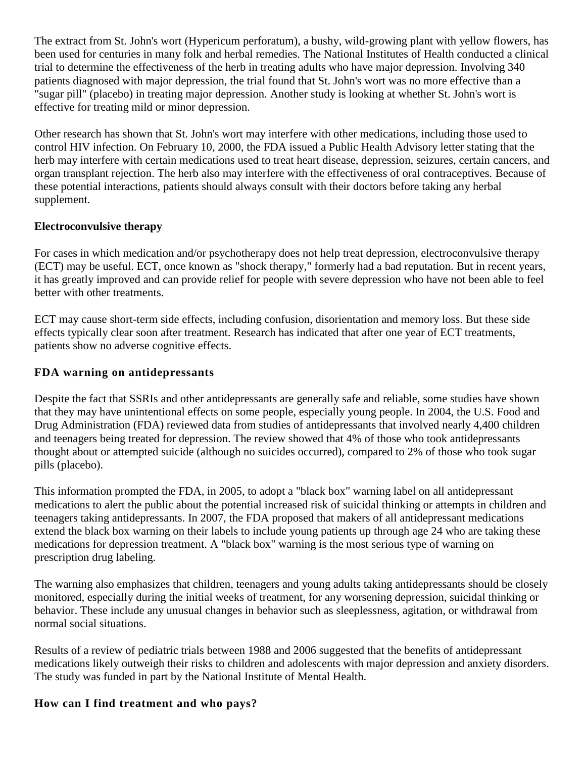The extract from St. John's wort (Hypericum perforatum), a bushy, wild-growing plant with yellow flowers, has been used for centuries in many folk and herbal remedies. The National Institutes of Health conducted a clinical trial to determine the effectiveness of the herb in treating adults who have major depression. Involving 340 patients diagnosed with major depression, the trial found that St. John's wort was no more effective than a "sugar pill" (placebo) in treating major depression. Another study is looking at whether St. John's wort is effective for treating mild or minor depression.

Other research has shown that St. John's wort may interfere with other medications, including those used to control HIV infection. On February 10, 2000, the FDA issued a Public Health Advisory letter stating that the herb may interfere with certain medications used to treat heart disease, depression, seizures, certain cancers, and organ transplant rejection. The herb also may interfere with the effectiveness of oral contraceptives. Because of these potential interactions, patients should always consult with their doctors before taking any herbal supplement.

### Electroconvulsive therapy

For cases in which medication and/or psychotherapy does not help treat depression, electroconvulsive therapy (ECT) may be useful. ECT, once known as "shock therapy," formerly had a bad reputation. But in recent years, it has greatly improved and can provide relief for people with severe depression who have not been able to feel better with other treatments.

ECT may cause short-term side effects, including confusion, disorientation and memory loss. But these side effects typically clear soon after treatment. Research has indicated that after one year of ECT treatments, patients show no adverse cognitive effects.

### FDA warning on antidepressants

Despite the fact that SSRIs and other antidepressants are generally safe and reliable, some studies have shown that they may have unintentional effects on some people, especially young people. In 2004, the U.S. Food and Drug Administration (FDA) reviewed data from studies of antidepressants that involved nearly 4,400 children and teenagers being treated for depression. The review showed that 4% of those who took antidepressants thought about or attempted suicide (although no suicides occurred), compared to 2% of those who took sugar pills (placebo).

This information prompted the FDA, in 2005, to adopt a "black box" warning label on all antidepressant medications to alert the public about the potential increased risk of suicidal thinking or attempts in children and teenagers taking antidepressants. In 2007, the FDA proposed that makers of all antidepressant medications extend the black box warning on their labels to include young patients up through age 24 who are taking these medications for depression treatment. A "black box" warning is the most serious type of warning on prescription drug labeling.

The warning also emphasizes that children, teenagers and young adults taking antidepressants should be closely monitored, especially during the initial weeks of treatment, for any worsening depression, suicidal thinking or behavior. These include any unusual changes in behavior such as sleeplessness, agitation, or withdrawal from normal social situations.

Results of a review of pediatric trials between 1988 and 2006 suggested that the benefits of antidepressant medications likely outweigh their risks to children and adolescents with major depression and anxiety disorders. The study was funded in part by the National Institute of Mental Health.

### How can I find treatment and who pays?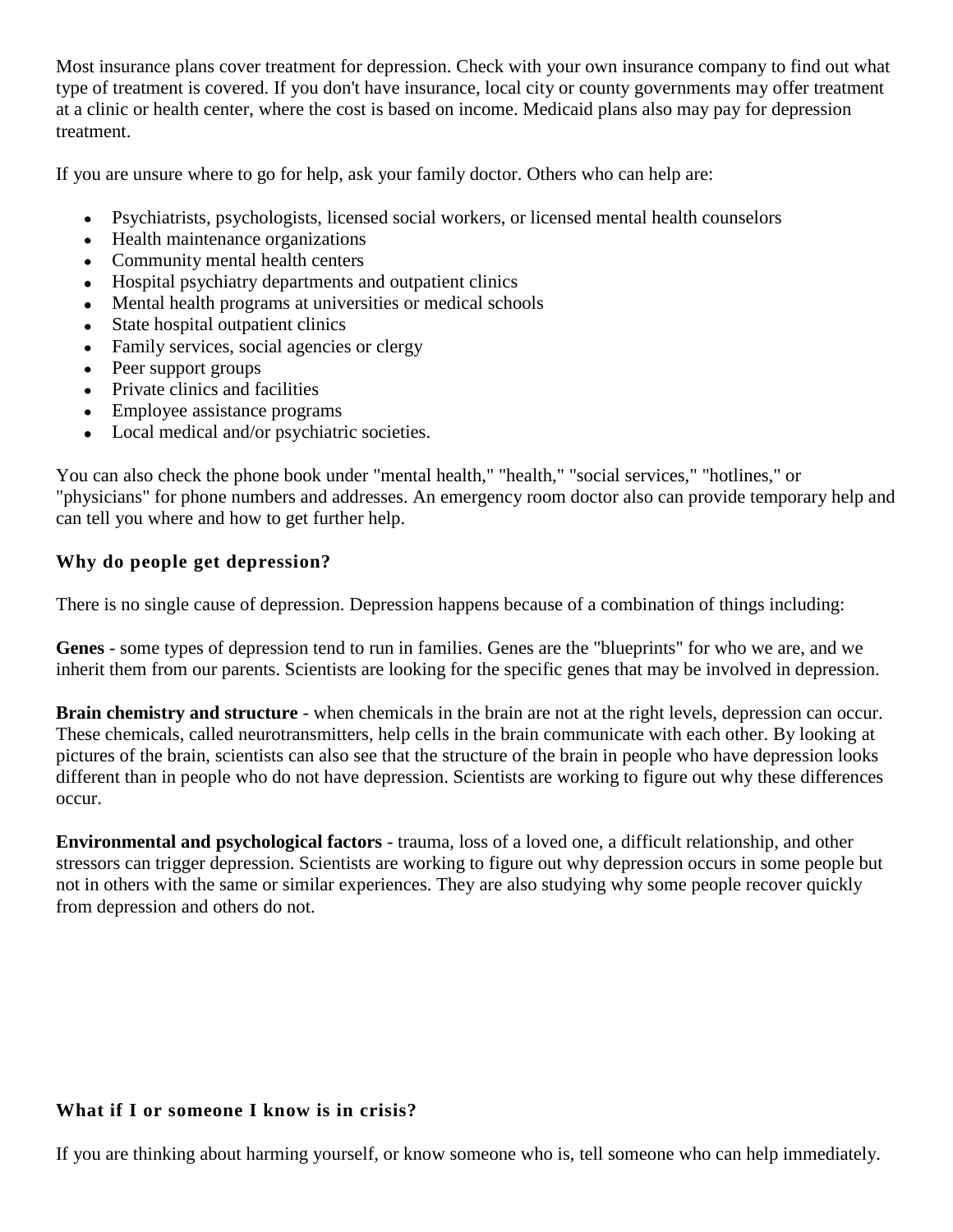Most insurance plans cover treatment for depression. Check with your own insurance company to find out what type of treatment is covered. If you don't have insurance, local city or county governments may offer treatment at a clinic or health center, where the cost is based on income. Medicaid plans also may pay for depression treatment.

If you are unsure where to go for help, ask your family doctor. Others who can help are:

- Psychiatrists, psychologists, licensed social workers, or licensed mental health counselors
- Health maintenance organizations
- Community mental health centers
- Hospital psychiatry departments and outpatient clinics
- Mental health programs at universities or medical schools
- State hospital outpatient clinics
- Family services, social agencies or clergy
- Peer support groups
- Private clinics and facilities
- Employee assistance programs
- Local medical and/or psychiatric societies.

You can also check the phone book under "mental health," "health," "social services," "hotlines," or "physicians" for phone numbers and addresses. An emergency room doctor also can provide temporary help and can tell you where and how to get further help.

### Why do people get depression?

There is no single cause of depression. Depression happens because of a combination of things including:

**Genes** - some types of depression tend to run in families. Genes are the "blueprints" for who we are, and we inherit them from our parents. Scientists are looking for the specific genes that may be involved in depression.

**Brain chemistry and structure** - when chemicals in the brain are not at the right levels, depression can occur. These chemicals, called neurotransmitters, help cells in the brain communicate with each other. By looking at pictures of the brain, scientists can also see that the structure of the brain in people who have depression looks different than in people who do not have depression. Scientists are working to figure out why these differences occur.

**Environmental and psychological factors** - trauma, loss of a loved one, a difficult relationship, and other stressors can trigger depression. Scientists are working to figure out why depression occurs in some people but not in others with the same or similar experiences. They are also studying why some people recover quickly from depression and others do not.

### What if I or someone I know is in crisis?

If you are thinking about harming yourself, or know someone who is, tell someone who can help immediately.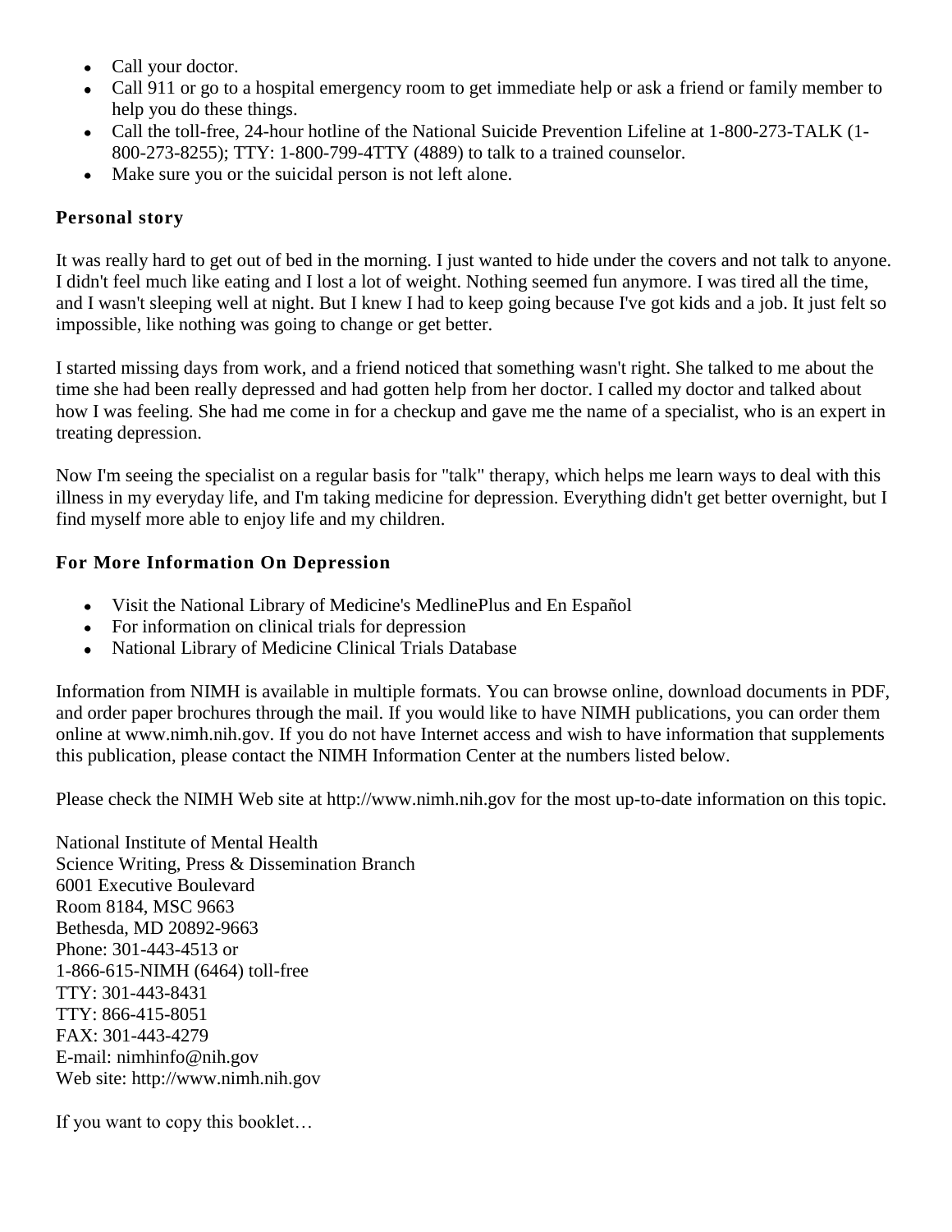- Call your doctor.
- Call 911 or go to a hospital emergency room to get immediate help or ask a friend or family member to help you do these things.
- Call the toll-free, 24-hour hotline of the National Suicide Prevention Lifeline at 1-800-273-TALK (1-800-273-8255); TTY: 1-800-799-4TTY (4889) to talk to a trained counselor.
- Make sure you or the suicidal person is not left alone.

### Personal story

It was really hard to get out of bed in the morning. I just wanted to hide under the covers and not talk to anyone. I didn't feel much like eating and I lost a lot of weight. Nothing seemed fun anymore. I was tired all the time, and I wasn't sleeping well at night. But I knew I had to keep going because I've got kids and a job. It just felt so impossible, like nothing was going to change or get better.

I started missing days from work, and a friend noticed that something wasn't right. She talked to me about the time she had been really depressed and had gotten help from her doctor. I called my doctor and talked about how I was feeling. She had me come in for a checkup and gave me the name of a specialist, who is an expert in treating depression.

Now I'm seeing the specialist on a regular basis for "talk" therapy, which helps me learn ways to deal with this illness in my everyday life, and I'm taking medicine for depression. Everything didn't get better overnight, but I find myself more able to enjoy life and my children.

### For More Information On Depression

- Visit the National Library of Medicine's MedlinePlus and En Español
- For information on clinical trials for depression
- National Library of Medicine Clinical Trials Database

Information from NIMH is available in multiple formats. You can browse online, download documents in PDF, and order paper brochures through the mail. If you would like to have NIMH publications, you can order them online at www.nimh.nih.gov. If you do not have Internet access and wish to have information that supplements this publication, please contact the NIMH Information Center at the numbers listed below.

Please check the NIMH Web site at http://www.nimh.nih.gov for the most up-to-date information on this topic.

National Institute of Mental Health  
Science Writing, Press & Dissemination Branch  
6001 Executive Boulevard  
Room 8184, MSC 9663  
Bethesda, MD 20892-9663  
Phone: 301-443-4513 or  
1-866-615-NIMH (6464) toll-free  
TTY: 301-443-8431  
TTY: 866-415-8051  
FAX: 301-443-4279  
E-mail: nimhinfo@nih.gov  
Web site: http://www.nimh.nih.gov

If you want to copy this booklet…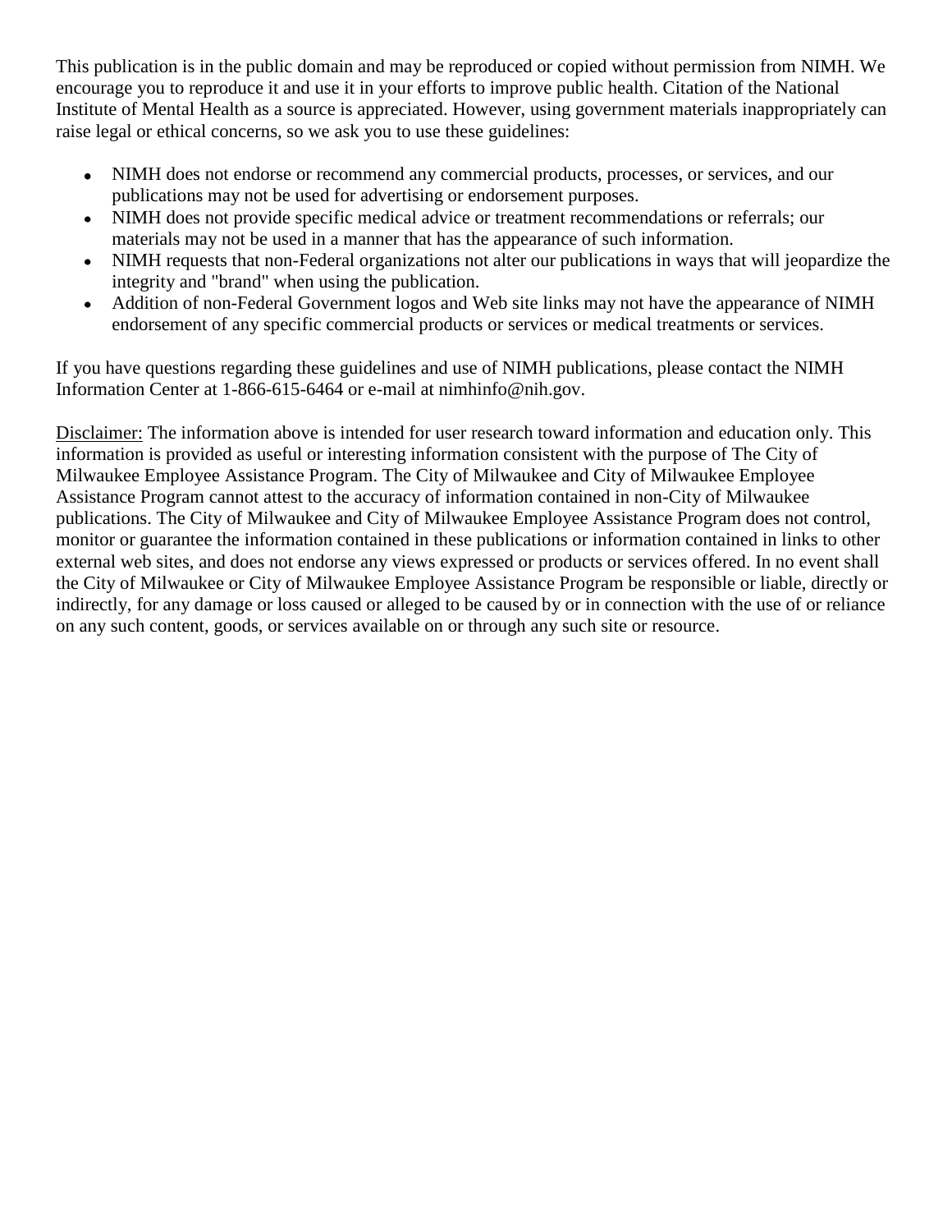This publication is in the public domain and may be reproduced or copied without permission from NIMH. We encourage you to reproduce it and use it in your efforts to improve public health. Citation of the National Institute of Mental Health as a source is appreciated. However, using government materials inappropriately can raise legal or ethical concerns, so we ask you to use these guidelines:

- NIMH does not endorse or recommend any commercial products, processes, or services, and our publications may not be used for advertising or endorsement purposes.
- NIMH does not provide specific medical advice or treatment recommendations or referrals; our materials may not be used in a manner that has the appearance of such information.
- NIMH requests that non-Federal organizations not alter our publications in ways that will jeopardize the integrity and "brand" when using the publication.
- Addition of non-Federal Government logos and Web site links may not have the appearance of NIMH endorsement of any specific commercial products or services or medical treatments or services.

If you have questions regarding these guidelines and use of NIMH publications, please contact the NIMH Information Center at 1-866-615-6464 or e-mail at nimhinfo@nih.gov.

Disclaimer: The information above is intended for user research toward information and education only. This information is provided as useful or interesting information consistent with the purpose of The City of Milwaukee Employee Assistance Program. The City of Milwaukee and City of Milwaukee Employee Assistance Program cannot attest to the accuracy of information contained in non-City of Milwaukee publications. The City of Milwaukee and City of Milwaukee Employee Assistance Program does not control, monitor or guarantee the information contained in these publications or information contained in links to other external web sites, and does not endorse any views expressed or products or services offered. In no event shall the City of Milwaukee or City of Milwaukee Employee Assistance Program be responsible or liable, directly or indirectly, for any damage or loss caused or alleged to be caused by or in connection with the use of or reliance on any such content, goods, or services available on or through any such site or resource.